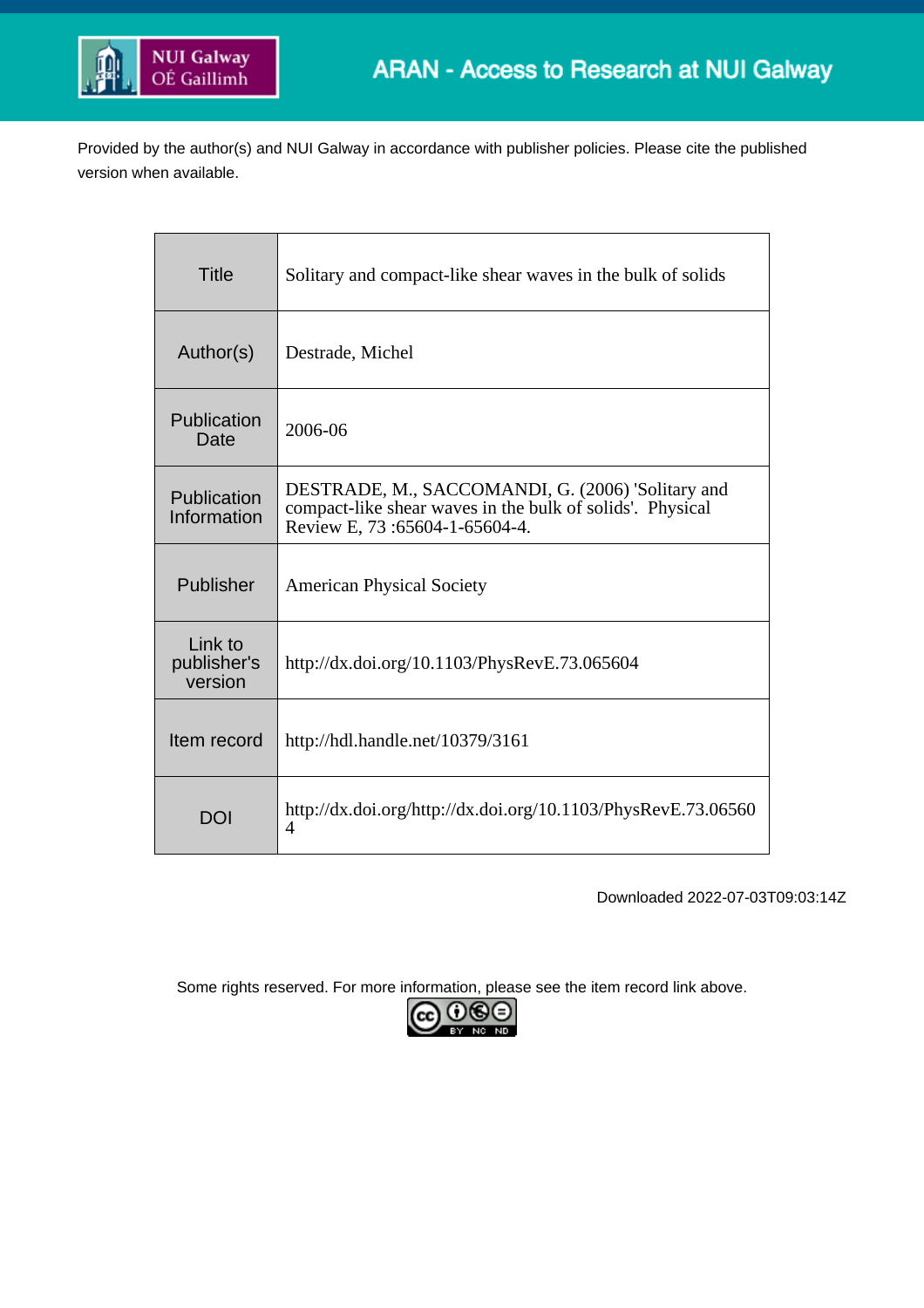Provided by the author(s) and NUI Galway in accordance with publisher policies. Please cite the published version when available.

| Title | Solitary and compact-like shear waves in the bulk of solids |
|---|---|
| Author(s) | Destrade, Michel |
| Publication Date | 2006-06 |
| Publication Information | DESTRADE, M., SACCOMANDI, G. (2006) 'Solitary and compact-like shear waves in the bulk of solids'. Physical Review E, 73 :65604-1-65604-4. |
| Publisher | American Physical Society |
| Link to publisher's version | http://dx.doi.org/10.1103/PhysRevE.73.065604 |
| Item record | http://hdl.handle.net/10379/3161 |
| DOI | http://dx.doi.org/http://dx.doi.org/10.1103/PhysRevE.73.065604 |

Downloaded 2022-07-03T09:03:14Z

Some rights reserved. For more information, please see the item record link above.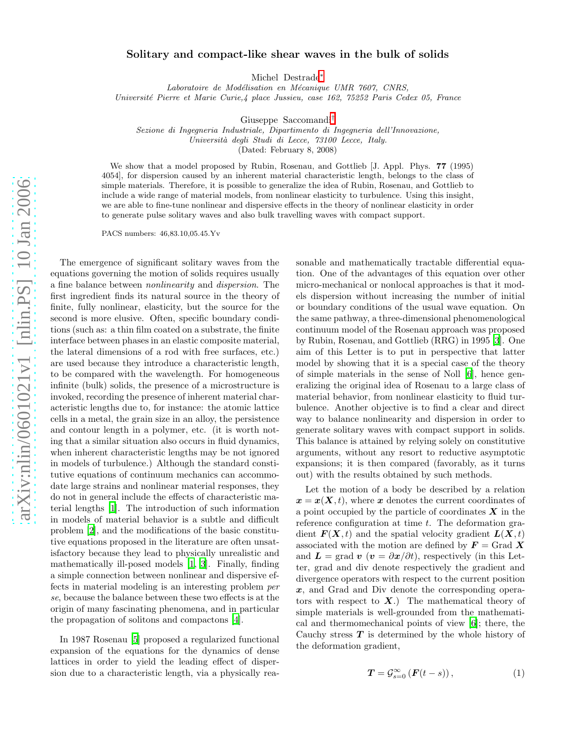# Solitary and compact-like shear waves in the bulk of solids

Michel Destrade[*]

*Laboratoire de Modélisation en Mécanique UMR 7607, CNRS, Université Pierre et Marie Curie,4 place Jussieu, case 162, 75252 Paris Cedex 05, France*

Giuseppe Saccomandi[†]

*Sezione di Ingegneria Industriale, Dipartimento di Ingegneria dell'Innovazione, Università degli Studi di Lecce, 73100 Lecce, Italy.*

(Dated: February 8, 2008)

We show that a model proposed by Rubin, Rosenau, and Gottlieb [J. Appl. Phys. **77** (1995) 4054], for dispersion caused by an inherent material characteristic length, belongs to the class of simple materials. Therefore, it is possible to generalize the idea of Rubin, Rosenau, and Gottlieb to include a wide range of material models, from nonlinear elasticity to turbulence. Using this insight, we are able to fine-tune nonlinear and dispersive effects in the theory of nonlinear elasticity in order to generate pulse solitary waves and also bulk travelling waves with compact support.

PACS numbers: 46,83.10,05.45.Yv

The emergence of significant solitary waves from the equations governing the motion of solids requires usually a fine balance between *nonlinearity* and *dispersion*. The first ingredient finds its natural source in the theory of finite, fully nonlinear, elasticity, but the source for the second is more elusive. Often, specific boundary conditions (such as: a thin film coated on a substrate, the finite interface between phases in an elastic composite material, the lateral dimensions of a rod with free surfaces, etc.) are used because they introduce a characteristic length, to be compared with the wavelength. For homogeneous infinite (bulk) solids, the presence of a microstructure is invoked, recording the presence of inherent material characteristic lengths due to, for instance: the atomic lattice cells in a metal, the grain size in an alloy, the persistence and contour length in a polymer, etc. (it is worth noting that a similar situation also occurs in fluid dynamics, when inherent characteristic lengths may be not ignored in models of turbulence.) Although the standard constitutive equations of continuum mechanics can accommodate large strains and nonlinear material responses, they do not in general include the effects of characteristic material lengths [1]. The introduction of such information in models of material behavior is a subtle and difficult problem [2], and the modifications of the basic constitutive equations proposed in the literature are often unsatisfactory because they lead to physically unrealistic and mathematically ill-posed models [1, 3]. Finally, finding a simple connection between nonlinear and dispersive effects in material modeling is an interesting problem *per se*, because the balance between these two effects is at the origin of many fascinating phenomena, and in particular the propagation of solitons and compactons [4].

In 1987 Rosenau [5] proposed a regularized functional expansion of the equations for the dynamics of dense lattices in order to yield the leading effect of dispersion due to a characteristic length, via a physically reasonable and mathematically tractable differential equation. One of the advantages of this equation over other micro-mechanical or nonlocal approaches is that it models dispersion without increasing the number of initial or boundary conditions of the usual wave equation. On the same pathway, a three-dimensional phenomenological continuum model of the Rosenau approach was proposed by Rubin, Rosenau, and Gottlieb (RRG) in 1995 [3]. One aim of this Letter is to put in perspective that latter model by showing that it is a special case of the theory of simple materials in the sense of Noll [6], hence generalizing the original idea of Rosenau to a large class of material behavior, from nonlinear elasticity to fluid turbulence. Another objective is to find a clear and direct way to balance nonlinearity and dispersion in order to generate solitary waves with compact support in solids. This balance is attained by relying solely on constitutive arguments, without any resort to reductive asymptotic expansions; it is then compared (favorably, as it turns out) with the results obtained by such methods.

Let the motion of a body be described by a relation $\boldsymbol{x} = \boldsymbol{x}(\boldsymbol{X}, t)$, where $\boldsymbol{x}$ denotes the current coordinates of a point occupied by the particle of coordinates $\boldsymbol{X}$ in the reference configuration at time $t$. The deformation gradient $\boldsymbol{F}(\boldsymbol{X}, t)$ and the spatial velocity gradient $\boldsymbol{L}(\boldsymbol{X}, t)$ associated with the motion are defined by $\boldsymbol{F} = \text{Grad}\ \boldsymbol{X}$ and $\boldsymbol{L} = \text{grad}\ \boldsymbol{v}$ ($\boldsymbol{v} = \partial \boldsymbol{x}/\partial t$), respectively (in this Letter, grad and div denote respectively the gradient and divergence operators with respect to the current position $\boldsymbol{x}$, and Grad and Div denote the corresponding operators with respect to $\boldsymbol{X}$.) The mathematical theory of simple materials is well-grounded from the mathematical and thermomechanical points of view [6]; there, the Cauchy stress $\boldsymbol{T}$ is determined by the whole history of the deformation gradient,

$$\boldsymbol{T} = \mathcal{G}_{s=0}^{\infty}\left(\boldsymbol{F}(t-s)\right), \tag{1}$$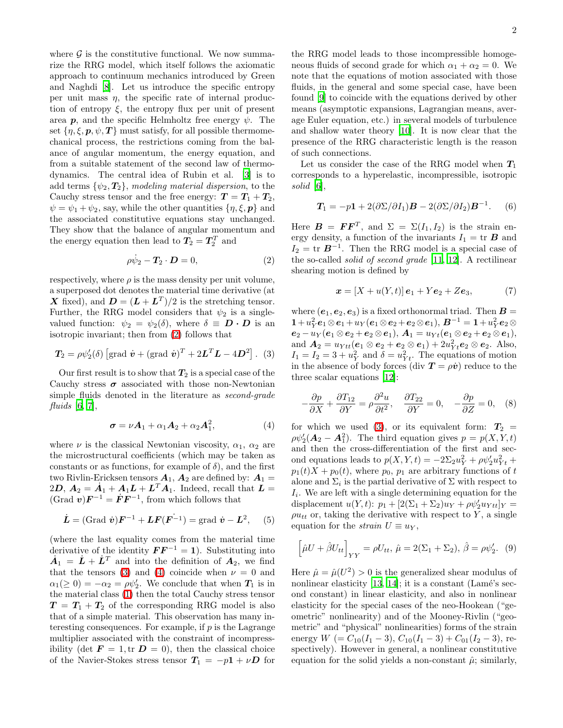where $\mathcal{G}$ is the constitutive functional. We now summarize the RRG model, which itself follows the axiomatic approach to continuum mechanics introduced by Green and Naghdi [8]. Let us introduce the specific entropy per unit mass $\eta$, the specific rate of internal production of entropy $\xi$, the entropy flux per unit of present area $\boldsymbol{p}$, and the specific Helmholtz free energy $\psi$. The set $\{\eta, \xi, \boldsymbol{p}, \psi, \boldsymbol{T}\}$ must satisfy, for all possible thermomechanical process, the restrictions coming from the balance of angular momentum, the energy equation, and from a suitable statement of the second law of thermodynamics. The central idea of Rubin et al. [3] is to add terms $\{\psi_2, \boldsymbol{T}_2\}$, *modeling material dispersion*, to the Cauchy stress tensor and the free energy: $\boldsymbol{T} = \boldsymbol{T}_1 + \boldsymbol{T}_2$, $\psi = \psi_1 + \psi_2$, say, while the other quantities $\{\eta, \xi, \boldsymbol{p}\}$ and the associated constitutive equations stay unchanged. They show that the balance of angular momentum and the energy equation then lead to $\boldsymbol{T}_2 = \boldsymbol{T}_2^T$ and

$$\rho\dot{\psi}_2 - \boldsymbol{T}_2 \cdot \boldsymbol{D} = 0, \tag{2}$$

respectively, where $\rho$ is the mass density per unit volume, a superposed dot denotes the material time derivative (at $\boldsymbol{X}$ fixed), and $\boldsymbol{D} = (\boldsymbol{L} + \boldsymbol{L}^T)/2$ is the stretching tensor. Further, the RRG model considers that $\psi_2$ is a single-valued function: $\psi_2 = \psi_2(\delta)$, where $\delta \equiv \boldsymbol{D} \cdot \boldsymbol{D}$ is an isotropic invariant; then from (2) follows that

$$\boldsymbol{T}_2 = \rho\psi_2'(\delta)\left[\text{grad}\ \dot{\boldsymbol{v}} + (\text{grad}\ \dot{\boldsymbol{v}})^T + 2\boldsymbol{L}^T\boldsymbol{L} - 4\boldsymbol{D}^2\right]. \tag{3}$$

Our first result is to show that $\boldsymbol{T}_2$ is a special case of the Cauchy stress $\boldsymbol{\sigma}$ associated with those non-Newtonian simple fluids denoted in the literature as *second-grade fluids* [6, 7],

$$\boldsymbol{\sigma} = \nu\boldsymbol{A}_1 + \alpha_1\boldsymbol{A}_2 + \alpha_2\boldsymbol{A}_1^2, \tag{4}$$

where $\nu$ is the classical Newtonian viscosity, $\alpha_1$, $\alpha_2$ are the microstructural coefficients (which may be taken as constants or as functions, for example of $\delta$), and the first two Rivlin-Ericksen tensors $\boldsymbol{A}_1$, $\boldsymbol{A}_2$ are defined by: $\boldsymbol{A}_1 = 2\boldsymbol{D}$, $\boldsymbol{A}_2 = \dot{\boldsymbol{A}}_1 + \boldsymbol{A}_1\boldsymbol{L} + \boldsymbol{L}^T\boldsymbol{A}_1$. Indeed, recall that $\boldsymbol{L} = (\text{Grad}\ \boldsymbol{v})\boldsymbol{F}^{-1} = \dot{\boldsymbol{F}}\boldsymbol{F}^{-1}$, from which follows that

$$\dot{\boldsymbol{L}} = (\text{Grad}\ \dot{\boldsymbol{v}})\boldsymbol{F}^{-1} + \boldsymbol{L}\boldsymbol{F}\dot{(\boldsymbol{F}^{-1})} = \text{grad}\ \dot{\boldsymbol{v}} - \boldsymbol{L}^2, \tag{5}$$

(where the last equality comes from the material time derivative of the identity $\boldsymbol{F}\boldsymbol{F}^{-1} = \boldsymbol{1}$). Substituting into $\dot{\boldsymbol{A}}_1 = \dot{\boldsymbol{L}} + \dot{\boldsymbol{L}}^T$ and into the definition of $\boldsymbol{A}_2$, we find that the tensors (3) and (4) coincide when $\nu = 0$ and $\alpha_1(\geq 0) = -\alpha_2 = \rho\psi_2'$. We conclude that when $\boldsymbol{T}_1$ is in the material class (1) then the total Cauchy stress tensor $\boldsymbol{T} = \boldsymbol{T}_1 + \boldsymbol{T}_2$ of the corresponding RRG model is also that of a simple material. This observation has many interesting consequences. For example, if $p$ is the Lagrange multiplier associated with the constraint of incompressibility ($\det \boldsymbol{F} = 1, \text{tr}\ \boldsymbol{D} = 0$), then the classical choice of the Navier-Stokes stress tensor $\boldsymbol{T}_1 = -p\boldsymbol{1} + \nu\boldsymbol{D}$ for the RRG model leads to those incompressible homogeneous fluids of second grade for which $\alpha_1 + \alpha_2 = 0$. We note that the equations of motion associated with those fluids, in the general and some special case, have been found [9] to coincide with the equations derived by other means (asymptotic expansions, Lagrangian means, average Euler equation, etc.) in several models of turbulence and shallow water theory [10]. It is now clear that the presence of the RRG characteristic length is the reason of such connections.

Let us consider the case of the RRG model when $\boldsymbol{T}_1$ corresponds to a hyperelastic, incompressible, isotropic *solid* [6],

$$\boldsymbol{T}_1 = -p\boldsymbol{1} + 2(\partial\Sigma/\partial I_1)\boldsymbol{B} - 2(\partial\Sigma/\partial I_2)\boldsymbol{B}^{-1}. \tag{6}$$

Here $\boldsymbol{B} = \boldsymbol{F}\boldsymbol{F}^T$, and $\Sigma = \Sigma(I_1, I_2)$ is the strain energy density, a function of the invariants $I_1 = \text{tr}\ \boldsymbol{B}$ and $I_2 = \text{tr}\ \boldsymbol{B}^{-1}$. Then the RRG model is a special case of the so-called *solid of second grade* [11, 12]. A rectilinear shearing motion is defined by

$$\boldsymbol{x} = [X + u(Y, t)]\,\boldsymbol{e}_1 + Y\boldsymbol{e}_2 + Z\boldsymbol{e}_3, \tag{7}$$

where $(\boldsymbol{e}_1, \boldsymbol{e}_2, \boldsymbol{e}_3)$ is a fixed orthonormal triad. Then $\boldsymbol{B} = \boldsymbol{1} + u_Y^2\boldsymbol{e}_1 \otimes \boldsymbol{e}_1 + u_Y(\boldsymbol{e}_1 \otimes \boldsymbol{e}_2 + \boldsymbol{e}_2 \otimes \boldsymbol{e}_1)$, $\boldsymbol{B}^{-1} = \boldsymbol{1} + u_Y^2\boldsymbol{e}_2 \otimes \boldsymbol{e}_2 - u_Y(\boldsymbol{e}_1 \otimes \boldsymbol{e}_2 + \boldsymbol{e}_2 \otimes \boldsymbol{e}_1)$, $\boldsymbol{A}_1 = u_{Yt}(\boldsymbol{e}_1 \otimes \boldsymbol{e}_2 + \boldsymbol{e}_2 \otimes \boldsymbol{e}_1)$, and $\boldsymbol{A}_2 = u_{Ytt}(\boldsymbol{e}_1 \otimes \boldsymbol{e}_2 + \boldsymbol{e}_2 \otimes \boldsymbol{e}_1) + 2u_{Yt}^2\boldsymbol{e}_2 \otimes \boldsymbol{e}_2$. Also, $I_1 = I_2 = 3 + u_Y^2$ and $\delta = u_{Yt}^2$. The equations of motion in the absence of body forces ($\text{div}\ \boldsymbol{T} = \rho\dot{\boldsymbol{v}}$) reduce to the three scalar equations [12]:

$$-\frac{\partial p}{\partial X} + \frac{\partial T_{12}}{\partial Y} = \rho\frac{\partial^2 u}{\partial t^2}, \quad \frac{\partial T_{22}}{\partial Y} = 0, \quad -\frac{\partial p}{\partial Z} = 0, \tag{8}$$

for which we used (3), or its equivalent form: $\boldsymbol{T}_2 = \rho\psi_2'(\boldsymbol{A}_2 - \boldsymbol{A}_1^2)$. The third equation gives $p = p(X, Y, t)$ and then the cross-differentiation of the first and second equations leads to $p(X, Y, t) = -2\Sigma_2u_Y^2 + \rho\psi_2'u_{Yt}^2 + p_1(t)X + p_0(t)$, where $p_0$, $p_1$ are arbitrary functions of $t$ alone and $\Sigma_i$ is the partial derivative of $\Sigma$ with respect to $I_i$. We are left with a single determining equation for the displacement $u(Y, t)$: $p_1 + [2(\Sigma_1 + \Sigma_2)u_Y + \rho\psi_2'u_{Ytt}]_Y = \rho u_{tt}$ or, taking the derivative with respect to $Y$, a single equation for the *strain* $U \equiv u_Y$,

$$\left[\hat{\mu}U + \hat{\beta}U_{tt}\right]_{YY} = \rho U_{tt},\ \hat{\mu} = 2(\Sigma_1 + \Sigma_2),\ \hat{\beta} = \rho\psi_2'. \tag{9}$$

Here $\hat{\mu} = \hat{\mu}(U^2) > 0$ is the generalized shear modulus of nonlinear elasticity [13, 14]; it is a constant (Lamé's second constant) in linear elasticity, and also in nonlinear elasticity for the special cases of the neo-Hookean ("geometric" nonlinearity) and of the Mooney-Rivlin ("geometric" and "physical" nonlinearities) forms of the strain energy $W$ ($= C_{10}(I_1 - 3)$, $C_{10}(I_1 - 3) + C_{01}(I_2 - 3)$, respectively). However in general, a nonlinear constitutive equation for the solid yields a non-constant $\hat{\mu}$; similarly,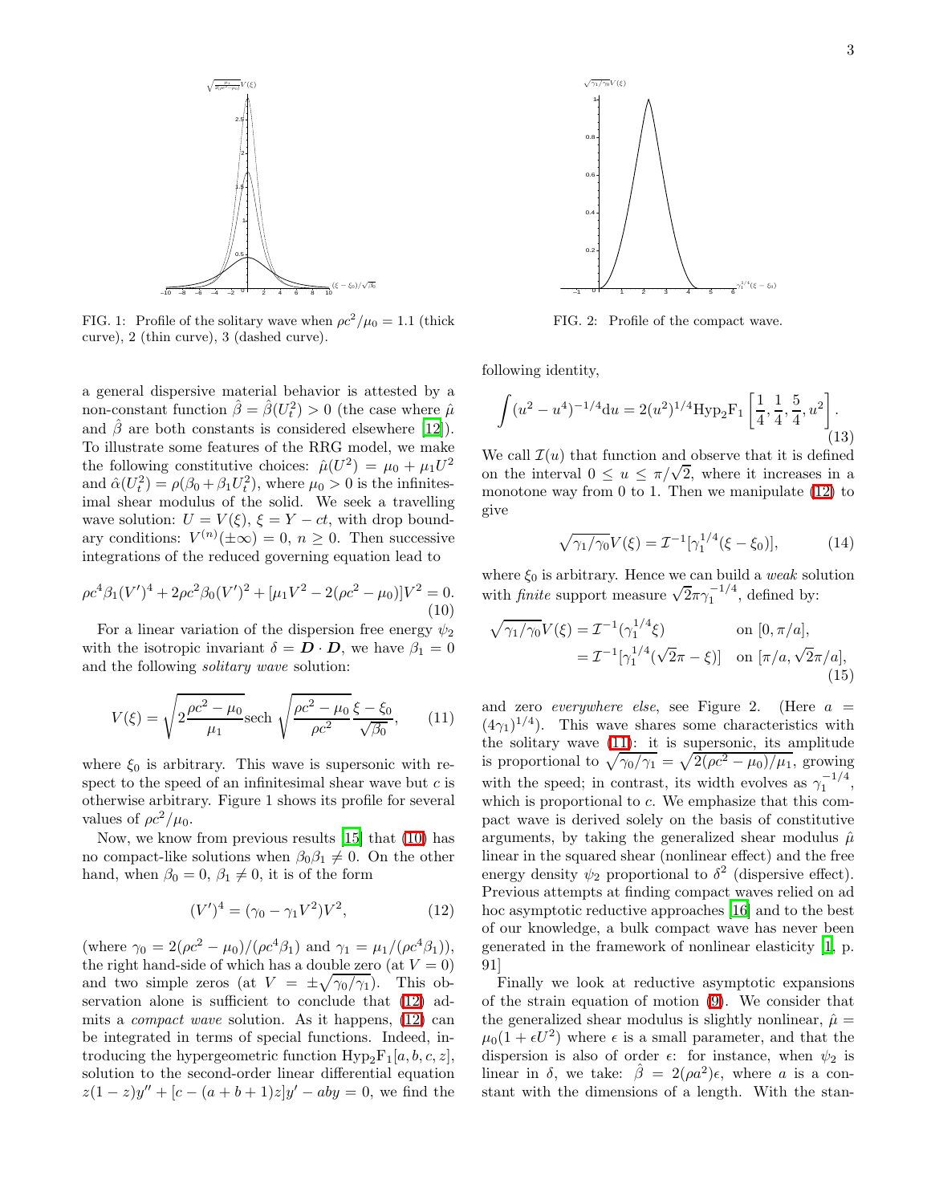FIG. 1: Profile of the solitary wave when $\rho c^2/\mu_0 = 1.1$ (thick curve), 2 (thin curve), 3 (dashed curve).

FIG. 2: Profile of the compact wave.

a general dispersive material behavior is attested by a non-constant function $\hat{\beta} = \hat{\beta}(U_t^2) > 0$ (the case where $\hat{\mu}$ and $\hat{\beta}$ are both constants is considered elsewhere [12]). To illustrate some features of the RRG model, we make the following constitutive choices: $\hat{\mu}(U^2) = \mu_0 + \mu_1 U^2$ and $\hat{\alpha}(U_t^2) = \rho(\beta_0 + \beta_1 U_t^2)$, where $\mu_0 > 0$ is the infinitesimal shear modulus of the solid. We seek a travelling wave solution: $U = V(\xi)$, $\xi = Y - ct$, with drop boundary conditions: $V^{(n)}(\pm\infty) = 0$, $n \geq 0$. Then successive integrations of the reduced governing equation lead to

$$\rho c^4 \beta_1 (V')^4 + 2\rho c^2 \beta_0 (V')^2 + [\mu_1 V^2 - 2(\rho c^2 - \mu_0)]V^2 = 0. \tag{10}$$

For a linear variation of the dispersion free energy $\psi_2$ with the isotropic invariant $\delta = \boldsymbol{D} \cdot \boldsymbol{D}$, we have $\beta_1 = 0$ and the following *solitary wave* solution:

$$V(\xi) = \sqrt{2\frac{\rho c^2 - \mu_0}{\mu_1}} \text{sech} \sqrt{\frac{\rho c^2 - \mu_0}{\rho c^2}} \frac{\xi - \xi_0}{\sqrt{\beta_0}}, \tag{11}$$

where $\xi_0$ is arbitrary. This wave is supersonic with respect to the speed of an infinitesimal shear wave but $c$ is otherwise arbitrary. Figure 1 shows its profile for several values of $\rho c^2/\mu_0$.

Now, we know from previous results [15] that (10) has no compact-like solutions when $\beta_0 \beta_1 \neq 0$. On the other hand, when $\beta_0 = 0$, $\beta_1 \neq 0$, it is of the form

$$(V')^4 = (\gamma_0 - \gamma_1 V^2)V^2, \tag{12}$$

(where $\gamma_0 = 2(\rho c^2 - \mu_0)/(\rho c^4 \beta_1)$ and $\gamma_1 = \mu_1/(\rho c^4 \beta_1)$), the right hand-side of which has a double zero (at $V = 0$) and two simple zeros (at $V = \pm\sqrt{\gamma_0/\gamma_1}$). This observation alone is sufficient to conclude that (12) admits a *compact wave* solution. As it happens, (12) can be integrated in terms of special functions. Indeed, introducing the hypergeometric function $\text{Hyp}_2\text{F}_1[a, b, c, z]$, solution to the second-order linear differential equation $z(1-z)y'' + [c - (a+b+1)z]y' - aby = 0$, we find the following identity,

$$\int (u^2 - u^4)^{-1/4} \text{d}u = 2(u^2)^{1/4} \text{Hyp}_2\text{F}_1\left[\frac{1}{4}, \frac{1}{4}, \frac{5}{4}, u^2\right]. \tag{13}$$

We call $\mathcal{I}(u)$ that function and observe that it is defined on the interval $0 \leq u \leq \pi/\sqrt{2}$, where it increases in a monotone way from 0 to 1. Then we manipulate (12) to give

$$\sqrt{\gamma_1/\gamma_0} V(\xi) = \mathcal{I}^{-1}[\gamma_1^{1/4}(\xi - \xi_0)], \tag{14}$$

where $\xi_0$ is arbitrary. Hence we can build a *weak* solution with *finite* support measure $\sqrt{2}\pi\gamma_1^{-1/4}$, defined by:

$$\begin{aligned}
\sqrt{\gamma_1/\gamma_0} V(\xi) &= \mathcal{I}^{-1}(\gamma_1^{1/4}\xi) && \text{on } [0, \pi/a], \\
&= \mathcal{I}^{-1}[\gamma_1^{1/4}(\sqrt{2}\pi - \xi)] && \text{on } [\pi/a, \sqrt{2}\pi/a],
\end{aligned} \tag{15}$$

and zero *everywhere else*, see Figure 2. (Here $a = (4\gamma_1)^{1/4}$). This wave shares some characteristics with the solitary wave (11): it is supersonic, its amplitude is proportional to $\sqrt{\gamma_0/\gamma_1} = \sqrt{2(\rho c^2 - \mu_0)/\mu_1}$, growing with the speed; in contrast, its width evolves as $\gamma_1^{-1/4}$, which is proportional to $c$. We emphasize that this compact wave is derived solely on the basis of constitutive arguments, by taking the generalized shear modulus $\hat{\mu}$ linear in the squared shear (nonlinear effect) and the free energy density $\psi_2$ proportional to $\delta^2$ (dispersive effect). Previous attempts at finding compact waves relied on ad hoc asymptotic reductive approaches [16] and to the best of our knowledge, a bulk compact wave has never been generated in the framework of nonlinear elasticity [1, p. 91]

Finally we look at reductive asymptotic expansions of the strain equation of motion (9). We consider that the generalized shear modulus is slightly nonlinear, $\hat{\mu} = \mu_0(1 + \epsilon U^2)$ where $\epsilon$ is a small parameter, and that the dispersion is also of order $\epsilon$: for instance, when $\psi_2$ is linear in $\delta$, we take: $\hat{\beta} = 2(\rho a^2)\epsilon$, where $a$ is a constant with the dimensions of a length. With the stan-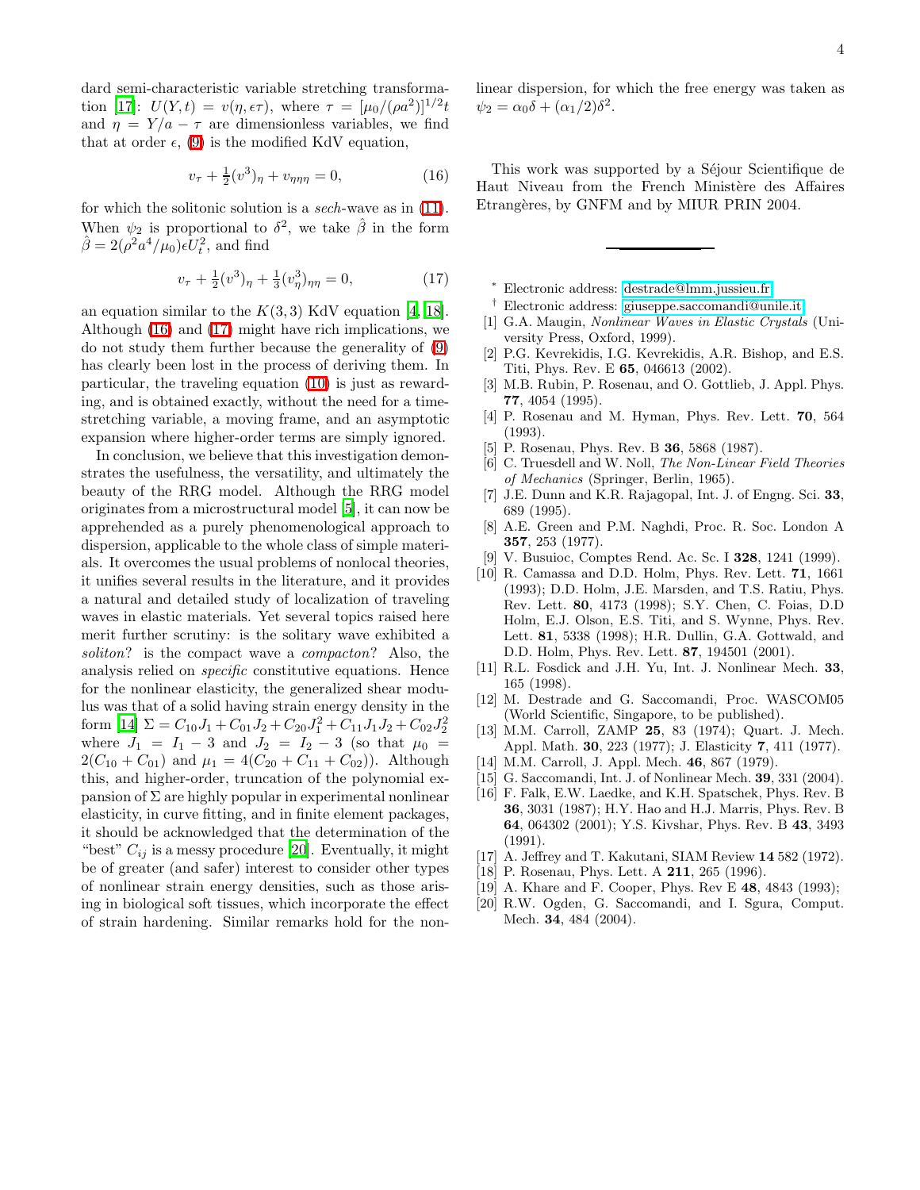dard semi-characteristic variable stretching transformation [17]: $U(Y,t) = v(\eta, \epsilon\tau)$, where $\tau = [\mu_0/(\rho a^2)]^{1/2} t$ and $\eta = Y/a - \tau$ are dimensionless variables, we find that at order $\epsilon$, (9) is the modified KdV equation,

$$v_\tau + \tfrac{1}{2}(v^3)_\eta + v_{\eta\eta\eta} = 0, \tag{16}$$

for which the solitonic solution is a *sech*-wave as in (11). When $\psi_2$ is proportional to $\delta^2$, we take $\hat{\beta}$ in the form $\hat{\beta} = 2(\rho^2 a^4/\mu_0)\epsilon U_t^2$, and find

$$v_\tau + \tfrac{1}{2}(v^3)_\eta + \tfrac{1}{3}(v_\eta^3)_{\eta\eta} = 0, \tag{17}$$

an equation similar to the $K(3,3)$ KdV equation [4, 18]. Although (16) and (17) might have rich implications, we do not study them further because the generality of (9) has clearly been lost in the process of deriving them. In particular, the traveling equation (10) is just as rewarding, and is obtained exactly, without the need for a time-stretching variable, a moving frame, and an asymptotic expansion where higher-order terms are simply ignored.

In conclusion, we believe that this investigation demonstrates the usefulness, the versatility, and ultimately the beauty of the RRG model. Although the RRG model originates from a microstructural model [5], it can now be apprehended as a purely phenomenological approach to dispersion, applicable to the whole class of simple materials. It overcomes the usual problems of nonlocal theories, it unifies several results in the literature, and it provides a natural and detailed study of localization of traveling waves in elastic materials. Yet several topics raised here merit further scrutiny: is the solitary wave exhibited a *soliton*? is the compact wave a *compacton*? Also, the analysis relied on *specific* constitutive equations. Hence for the nonlinear elasticity, the generalized shear modulus was that of a solid having strain energy density in the form [14] $\Sigma = C_{10}J_1 + C_{01}J_2 + C_{20}J_1^2 + C_{11}J_1J_2 + C_{02}J_2^2$ where $J_1 = I_1 - 3$ and $J_2 = I_2 - 3$ (so that $\mu_0 = 2(C_{10} + C_{01})$ and $\mu_1 = 4(C_{20} + C_{11} + C_{02})$). Although this, and higher-order, truncation of the polynomial expansion of $\Sigma$ are highly popular in experimental nonlinear elasticity, in curve fitting, and in finite element packages, it should be acknowledged that the determination of the "best" $C_{ij}$ is a messy procedure [20]. Eventually, it might be of greater (and safer) interest to consider other types of nonlinear strain energy densities, such as those arising in biological soft tissues, which incorporate the effect of strain hardening. Similar remarks hold for the nonlinear dispersion, for which the free energy was taken as $\psi_2 = \alpha_0\delta + (\alpha_1/2)\delta^2$.

This work was supported by a Séjour Scientifique de Haut Niveau from the French Ministère des Affaires Etrangères, by GNFM and by MIUR PRIN 2004.

---

\* Electronic address: destrade@lmm.jussieu.fr

† Electronic address: giuseppe.saccomandi@unile.it

[1] G.A. Maugin, *Nonlinear Waves in Elastic Crystals* (University Press, Oxford, 1999).

[2] P.G. Kevrekidis, I.G. Kevrekidis, A.R. Bishop, and E.S. Titi, Phys. Rev. E **65**, 046613 (2002).

[3] M.B. Rubin, P. Rosenau, and O. Gottlieb, J. Appl. Phys. **77**, 4054 (1995).

[4] P. Rosenau and M. Hyman, Phys. Rev. Lett. **70**, 564 (1993).

[5] P. Rosenau, Phys. Rev. B **36**, 5868 (1987).

[6] C. Truesdell and W. Noll, *The Non-Linear Field Theories of Mechanics* (Springer, Berlin, 1965).

[7] J.E. Dunn and K.R. Rajagopal, Int. J. of Engng. Sci. **33**, 689 (1995).

[8] A.E. Green and P.M. Naghdi, Proc. R. Soc. London A **357**, 253 (1977).

[9] V. Busuioc, Comptes Rend. Ac. Sc. I **328**, 1241 (1999).

[10] R. Camassa and D.D. Holm, Phys. Rev. Lett. **71**, 1661 (1993); D.D. Holm, J.E. Marsden, and T.S. Ratiu, Phys. Rev. Lett. **80**, 4173 (1998); S.Y. Chen, C. Foias, D.D Holm, E.J. Olson, E.S. Titi, and S. Wynne, Phys. Rev. Lett. **81**, 5338 (1998); H.R. Dullin, G.A. Gottwald, and D.D. Holm, Phys. Rev. Lett. **87**, 194501 (2001).

[11] R.L. Fosdick and J.H. Yu, Int. J. Nonlinear Mech. **33**, 165 (1998).

[12] M. Destrade and G. Saccomandi, Proc. WASCOM05 (World Scientific, Singapore, to be published).

[13] M.M. Carroll, ZAMP **25**, 83 (1974); Quart. J. Mech. Appl. Math. **30**, 223 (1977); J. Elasticity **7**, 411 (1977).

[14] M.M. Carroll, J. Appl. Mech. **46**, 867 (1979).

[15] G. Saccomandi, Int. J. of Nonlinear Mech. **39**, 331 (2004).

[16] F. Falk, E.W. Laedke, and K.H. Spatschek, Phys. Rev. B **36**, 3031 (1987); H.Y. Hao and H.J. Marris, Phys. Rev. B **64**, 064302 (2001); Y.S. Kivshar, Phys. Rev. B **43**, 3493 (1991).

[17] A. Jeffrey and T. Kakutani, SIAM Review **14** 582 (1972).

[18] P. Rosenau, Phys. Lett. A **211**, 265 (1996).

[19] A. Khare and F. Cooper, Phys Rev E **48**, 4843 (1993);

[20] R.W. Ogden, G. Saccomandi, and I. Sgura, Comput. Mech. **34**, 484 (2004).